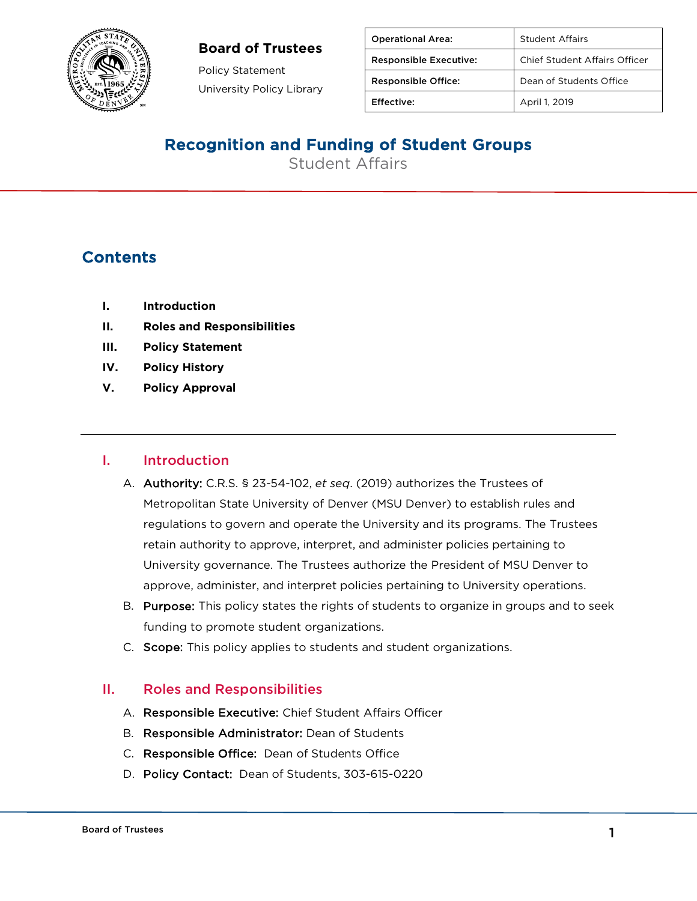**Board of Trustees**

Policy Statement

University Policy Library

| Operational Area: | Student Affairs |
|---|---|
| Responsible Executive: | Chief Student Affairs Officer |
| Responsible Office: | Dean of Students Office |
| Effective: | April 1, 2019 |

# Recognition and Funding of Student Groups

Student Affairs

## Contents

- **I. Introduction**
- **II. Roles and Responsibilities**
- **III. Policy Statement**
- **IV. Policy History**
- **V. Policy Approval**

---

## I. Introduction

A. Authority: C.R.S. § 23-54-102, *et seq*. (2019) authorizes the Trustees of Metropolitan State University of Denver (MSU Denver) to establish rules and regulations to govern and operate the University and its programs. The Trustees retain authority to approve, interpret, and administer policies pertaining to University governance. The Trustees authorize the President of MSU Denver to approve, administer, and interpret policies pertaining to University operations.

B. Purpose: This policy states the rights of students to organize in groups and to seek funding to promote student organizations.

C. Scope: This policy applies to students and student organizations.

## II. Roles and Responsibilities

A. Responsible Executive: Chief Student Affairs Officer

B. Responsible Administrator: Dean of Students

C. Responsible Office: Dean of Students Office

D. Policy Contact: Dean of Students, 303-615-0220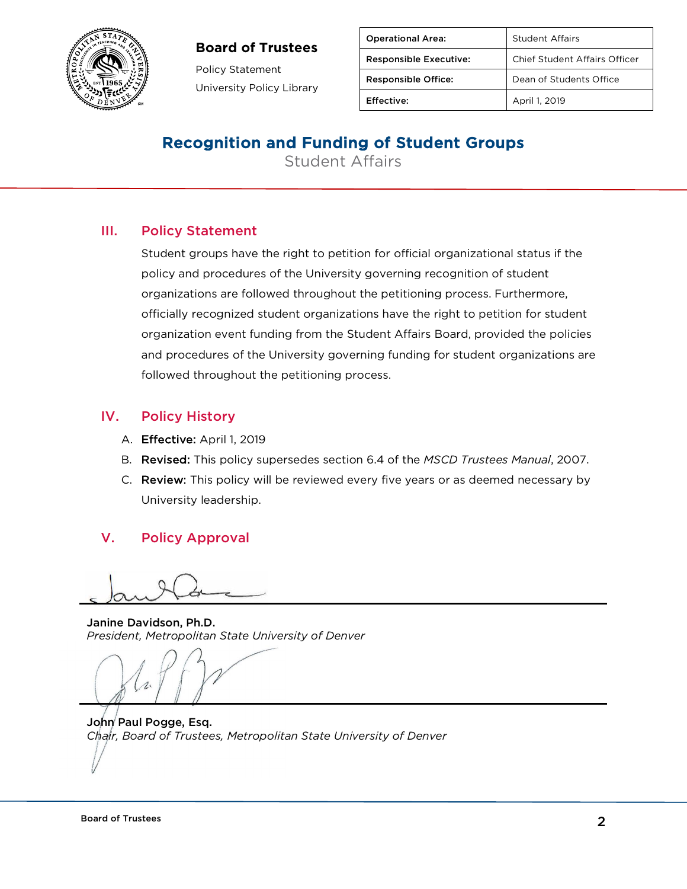| | |
|---|---|
| **Operational Area:** | Student Affairs |
| **Responsible Executive:** | Chief Student Affairs Officer |
| **Responsible Office:** | Dean of Students Office |
| **Effective:** | April 1, 2019 |

**Board of Trustees**

Policy Statement

University Policy Library

# Recognition and Funding of Student Groups

Student Affairs

## III. Policy Statement

Student groups have the right to petition for official organizational status if the policy and procedures of the University governing recognition of student organizations are followed throughout the petitioning process. Furthermore, officially recognized student organizations have the right to petition for student organization event funding from the Student Affairs Board, provided the policies and procedures of the University governing funding for student organizations are followed throughout the petitioning process.

## IV. Policy History

A. **Effective:** April 1, 2019

B. **Revised:** This policy supersedes section 6.4 of the *MSCD Trustees Manual*, 2007.

C. **Review:** This policy will be reviewed every five years or as deemed necessary by University leadership.

## V. Policy Approval

**Janine Davidson, Ph.D.**
*President, Metropolitan State University of Denver*

**John Paul Pogge, Esq.**
*Chair, Board of Trustees, Metropolitan State University of Denver*